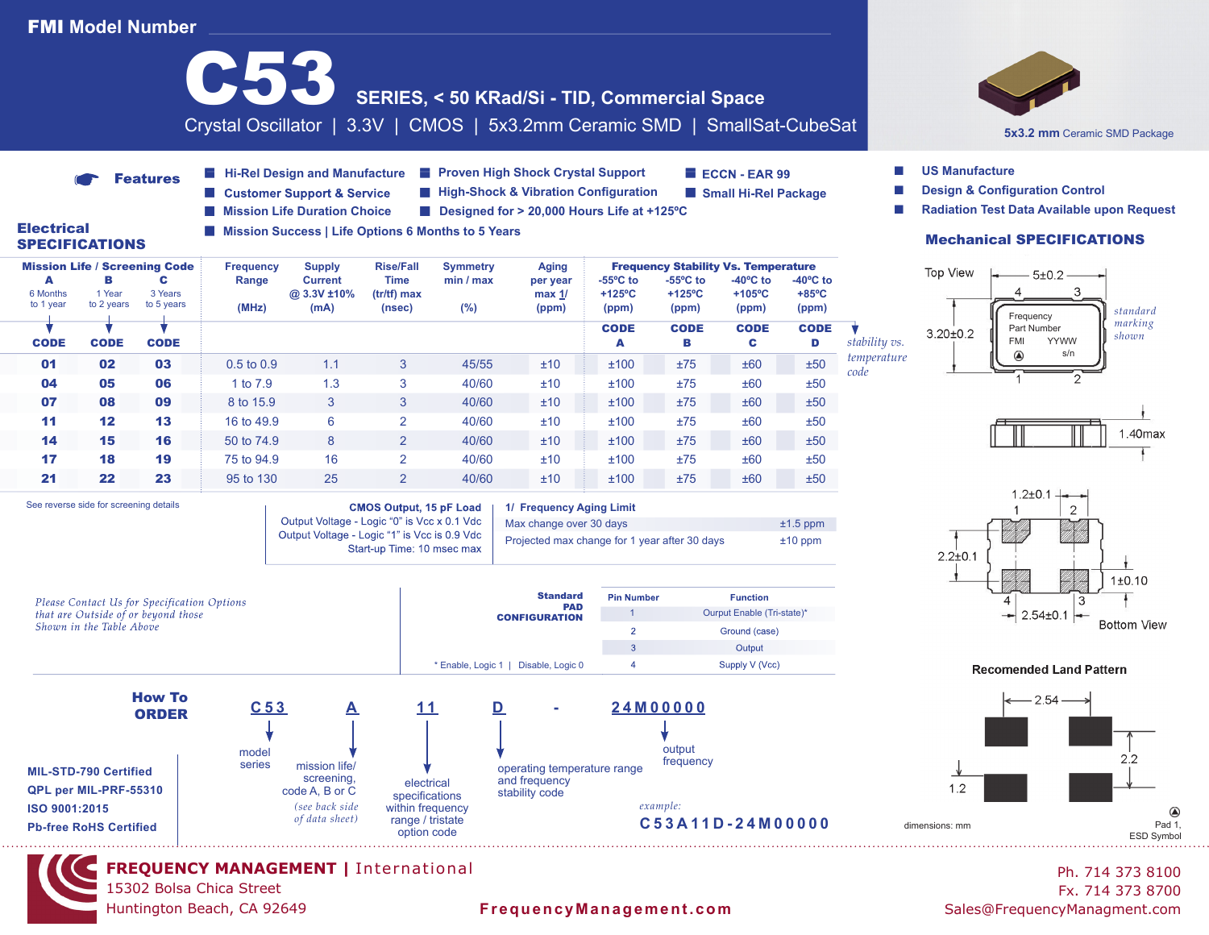# FMI Model Number

# C53

## SERIES, < 50 KRad/Si - TID, Commercial Space

Crystal Oscillator | 3.3V | CMOS | 5x3.2mm Ceramic SMD | SmallSat-CubeSat

**5x3.2 mm** Ceramic SMD Package

### Features

- Hi-Rel Design and Manufacture
- Customer Support & Service
- Mission Life Duration Choice
- Mission Success | Life Options 6 Months to 5 Years
- Proven High Shock Crystal Support
- High-Shock & Vibration Configuration
- Designed for > 20,000 Hours Life at +125ºC
- ECCN - EAR 99
- Small Hi-Rel Package
- US Manufacture
- Design & Configuration Control
- Radiation Test Data Available upon Request

## Electrical SPECIFICATIONS

| Mission Life / Screening Code A (6 Months to 1 year) | B (1 Year to 2 years) | C (3 Years to 5 years) | Frequency Range (MHz) | Supply Current @ 3.3V ±10% (mA) | Rise/Fall Time (tr/tf) max (nsec) | Symmetry min / max (%) | Aging per year max 1/ (ppm) | Frequency Stability Vs. Temperature -55ºC to +125ºC (ppm) | -55ºC to +125ºC (ppm) | -40ºC to +105ºC (ppm) | -40ºC to +85ºC (ppm) |
|---|---|---|---|---|---|---|---|---|---|---|---|
| CODE | CODE | CODE | | | | | | CODE A | CODE B | CODE C | CODE D |
| 01 | 02 | 03 | 0.5 to 0.9 | 1.1 | 3 | 45/55 | ±10 | ±100 | ±75 | ±60 | ±50 |
| 04 | 05 | 06 | 1 to 7.9 | 1.3 | 3 | 40/60 | ±10 | ±100 | ±75 | ±60 | ±50 |
| 07 | 08 | 09 | 8 to 15.9 | 3 | 3 | 40/60 | ±10 | ±100 | ±75 | ±60 | ±50 |
| 11 | 12 | 13 | 16 to 49.9 | 6 | 2 | 40/60 | ±10 | ±100 | ±75 | ±60 | ±50 |
| 14 | 15 | 16 | 50 to 74.9 | 8 | 2 | 40/60 | ±10 | ±100 | ±75 | ±60 | ±50 |
| 17 | 18 | 19 | 75 to 94.9 | 16 | 2 | 40/60 | ±10 | ±100 | ±75 | ±60 | ±50 |
| 21 | 22 | 23 | 95 to 130 | 25 | 2 | 40/60 | ±10 | ±100 | ±75 | ±60 | ±50 |

*stability vs. temperature code*

See reverse side for screening details

**CMOS Output, 15 pF Load**
Output Voltage - Logic "0" is Vcc x 0.1 Vdc
Output Voltage - Logic "1" is Vcc is 0.9 Vdc
Start-up Time: 10 msec max

**1/ Frequency Aging Limit**

| | |
|---|---|
| Max change over 30 days | ±1.5 ppm |
| Projected max change for 1 year after 30 days | ±10 ppm |

*Please Contact Us for Specification Options that are Outside of or beyond those Shown in the Table Above*

**Standard PAD CONFIGURATION**

| Pin Number | Function |
|---|---|
| 1 | Ourput Enable (Tri-state)* |
| 2 | Ground (case) |
| 3 | Output |
| 4 | Supply V (Vcc) |

\* Enable, Logic 1 | Disable, Logic 0

## Mechanical SPECIFICATIONS

Top View: 5±0.2; 3.20±0.2; pins 4, 3, 1, 2; Frequency, Part Number, FMI YYWW, s/n — *standard marking shown*

1.40max

Bottom View: 1.2±0.1; 2.2±0.1; 1±0.10; 2.54±0.1; pins 1, 2, 4, 3

**Recomended Land Pattern**

2.54; 2.2; 1.2

dimensions: mm

Pad 1, ESD Symbol

## How To ORDER

| C53 | A | 11 | D | - | 24M00000 |
|---|---|---|---|---|---|
| model series | mission life/ screening, code A, B or C *(see back side of data sheet)* | electrical specifications within frequency range / tristate option code | operating temperature range and frequency stability code | | output frequency |

*example:* **C53A11D-24M00000**

- MIL-STD-790 Certified
- QPL per MIL-PRF-55310
- ISO 9001:2015
- Pb-free RoHS Certified

**FREQUENCY MANAGEMENT** | International
15302 Bolsa Chica Street
Huntington Beach, CA 92649

FrequencyManagement.com

Ph. 714 373 8100
Fx. 714 373 8700
Sales@FrequencyManagment.com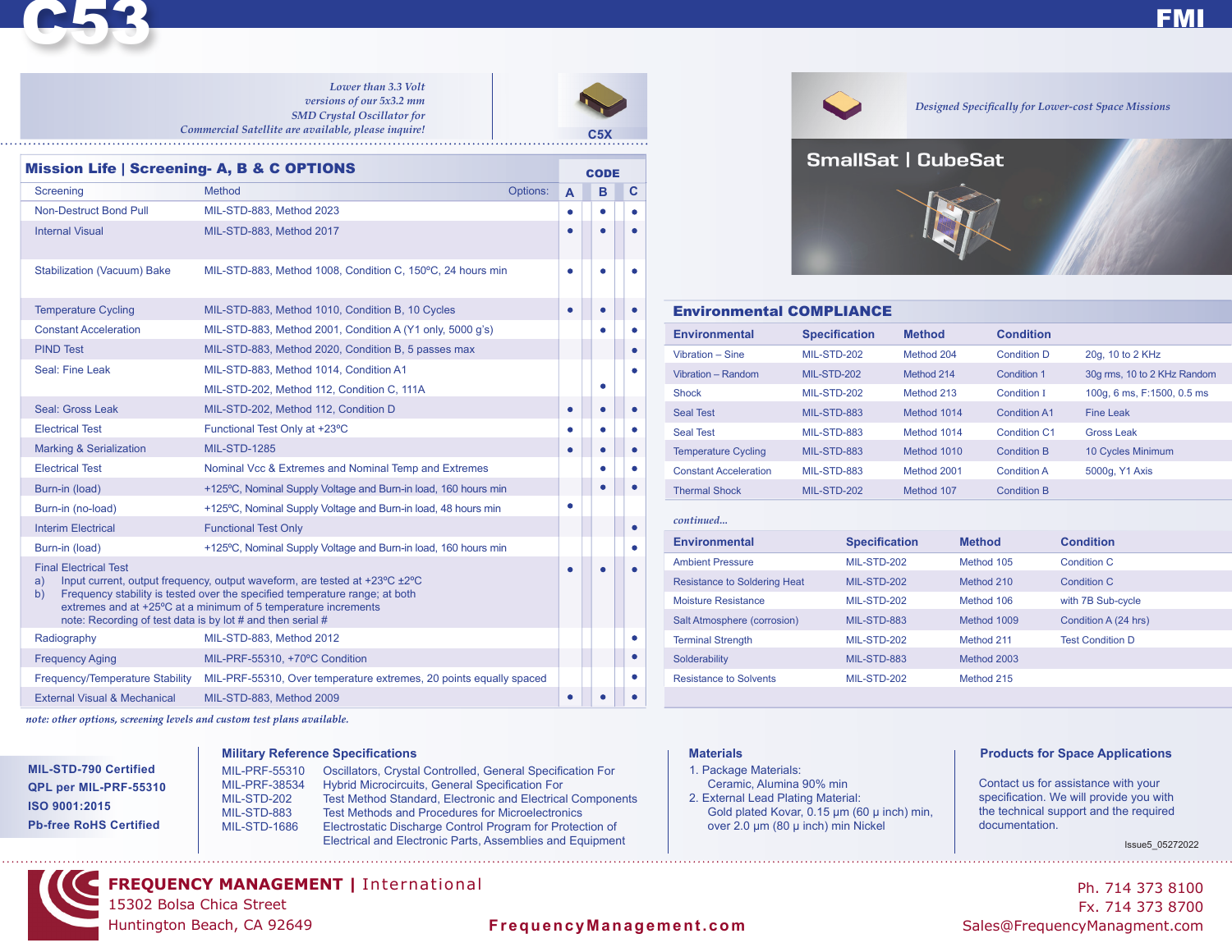*Lower than 3.3 Volt versions of our 5x3.2 mm SMD Crystal Oscillator for Commercial Satellite are available, please inquire!*

C5X

*Designed Specifically for Lower-cost Space Missions*

**SmallSat | CubeSat**

## Mission Life | Screening- A, B & C OPTIONS

| Screening | Method | A | B | C |
|---|---|---|---|---|
| Non-Destruct Bond Pull | MIL-STD-883, Method 2023 | • | • | • |
| Internal Visual | MIL-STD-883, Method 2017 | • | • | • |
| Stabilization (Vacuum) Bake | MIL-STD-883, Method 1008, Condition C, 150ºC, 24 hours min | • | • | • |
| Temperature Cycling | MIL-STD-883, Method 1010, Condition B, 10 Cycles | • | • | • |
| Constant Acceleration | MIL-STD-883, Method 2001, Condition A (Y1 only, 5000 g's) | | • | • |
| PIND Test | MIL-STD-883, Method 2020, Condition B, 5 passes max | | | • |
| Seal: Fine Leak | MIL-STD-883, Method 1014, Condition A1 | | | • |
| | MIL-STD-202, Method 112, Condition C, 111A | | • | |
| Seal: Gross Leak | MIL-STD-202, Method 112, Condition D | • | • | • |
| Electrical Test | Functional Test Only at +23ºC | • | • | • |
| Marking & Serialization | MIL-STD-1285 | • | • | • |
| Electrical Test | Nominal Vcc & Extremes and Nominal Temp and Extremes | | • | • |
| Burn-in (load) | +125ºC, Nominal Supply Voltage and Burn-in load, 160 hours min | | • | • |
| Burn-in (no-load) | +125ºC, Nominal Supply Voltage and Burn-in load, 48 hours min | • | | |
| Interim Electrical | Functional Test Only | | | • |
| Burn-in (load) | +125ºC, Nominal Supply Voltage and Burn-in load, 160 hours min | | | • |
| Final Electrical Test<br>a) Input current, output frequency, output waveform, are tested at +23ºC ±2ºC<br>b) Frequency stability is tested over the specified temperature range; at both extremes and at +25ºC at a minimum of 5 temperature increments<br>note: Recording of test data is by lot # and then serial # | | • | • | • |
| Radiography | MIL-STD-883, Method 2012 | | | • |
| Frequency Aging | MIL-PRF-55310, +70ºC Condition | | | • |
| Frequency/Temperature Stability | MIL-PRF-55310, Over temperature extremes, 20 points equally spaced | | | • |
| External Visual & Mechanical | MIL-STD-883, Method 2009 | • | • | • |

*note: other options, screening levels and custom test plans available.*

## Environmental COMPLIANCE

| Environmental | Specification | Method | Condition | |
|---|---|---|---|---|
| Vibration – Sine | MIL-STD-202 | Method 204 | Condition D | 20g, 10 to 2 KHz |
| Vibration – Random | MIL-STD-202 | Method 214 | Condition 1 | 30g rms, 10 to 2 KHz Random |
| Shock | MIL-STD-202 | Method 213 | Condition I | 100g, 6 ms, F:1500, 0.5 ms |
| Seal Test | MIL-STD-883 | Method 1014 | Condition A1 | Fine Leak |
| Seal Test | MIL-STD-883 | Method 1014 | Condition C1 | Gross Leak |
| Temperature Cycling | MIL-STD-883 | Method 1010 | Condition B | 10 Cycles Minimum |
| Constant Acceleration | MIL-STD-883 | Method 2001 | Condition A | 5000g, Y1 Axis |
| Thermal Shock | MIL-STD-202 | Method 107 | Condition B | |

*continued...*

| Environmental | Specification | Method | Condition |
|---|---|---|---|
| Ambient Pressure | MIL-STD-202 | Method 105 | Condition C |
| Resistance to Soldering Heat | MIL-STD-202 | Method 210 | Condition C |
| Moisture Resistance | MIL-STD-202 | Method 106 | with 7B Sub-cycle |
| Salt Atmosphere (corrosion) | MIL-STD-883 | Method 1009 | Condition A (24 hrs) |
| Terminal Strength | MIL-STD-202 | Method 211 | Test Condition D |
| Solderability | MIL-STD-883 | Method 2003 | |
| Resistance to Solvents | MIL-STD-202 | Method 215 | |

**MIL-STD-790 Certified**
**QPL per MIL-PRF-55310**
**ISO 9001:2015**
**Pb-free RoHS Certified**

### Military Reference Specifications

| | |
|---|---|
| MIL-PRF-55310 | Oscillators, Crystal Controlled, General Specification For |
| MIL-PRF-38534 | Hybrid Microcircuits, General Specification For |
| MIL-STD-202 | Test Method Standard, Electronic and Electrical Components |
| MIL-STD-883 | Test Methods and Procedures for Microelectronics |
| MIL-STD-1686 | Electrostatic Discharge Control Program for Protection of Electrical and Electronic Parts, Assemblies and Equipment |

### Materials

1. Package Materials:
   Ceramic, Alumina 90% min
2. External Lead Plating Material:
   Gold plated Kovar, 0.15 µm (60 µ inch) min, over 2.0 µm (80 µ inch) min Nickel

### Products for Space Applications

Contact us for assistance with your specification. We will provide you with the technical support and the required documentation.

Issue5_05272022

**FREQUENCY MANAGEMENT** | International
15302 Bolsa Chica Street
Huntington Beach, CA 92649

FrequencyManagement.com

Ph. 714 373 8100
Fx. 714 373 8700
Sales@FrequencyManagment.com